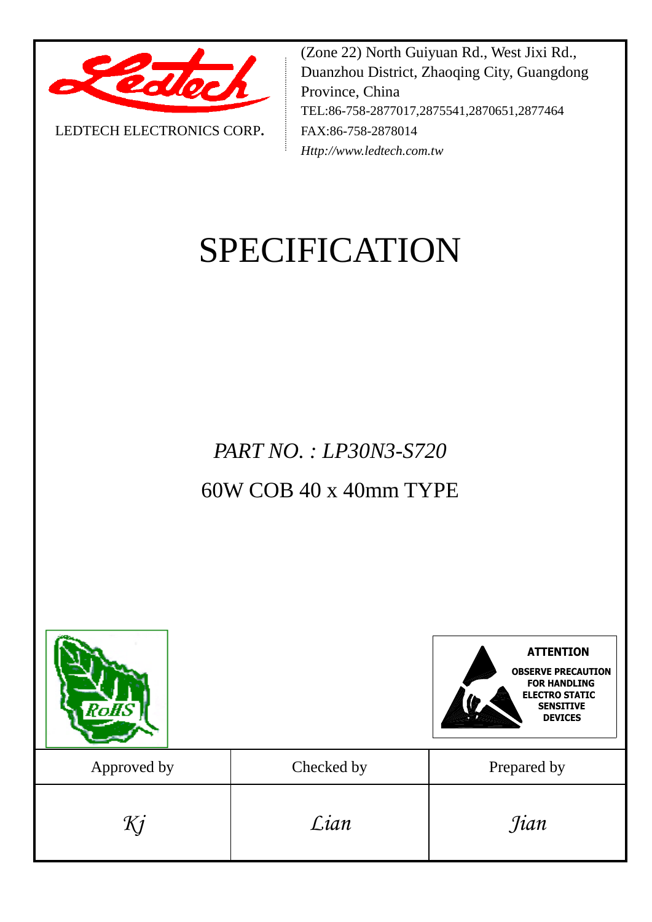LEDTECH ELECTRONICS CORP.

(Zone 22) North Guiyuan Rd., West Jixi Rd., Duanzhou District, Zhaoqing City, Guangdong Province, China
TEL:86-758-2877017,2875541,2870651,2877464
FAX:86-758-2878014
*Http://www.ledtech.com.tw*

# SPECIFICATION

*PART NO. : LP30N3-S720*

60W COB 40 x 40mm TYPE

RoHS

**ATTENTION**
**OBSERVE PRECAUTION FOR HANDLING ELECTRO STATIC SENSITIVE DEVICES**

| Approved by | Checked by | Prepared by |
| --- | --- | --- |
| *Kj* | *Lian* | *Jian* |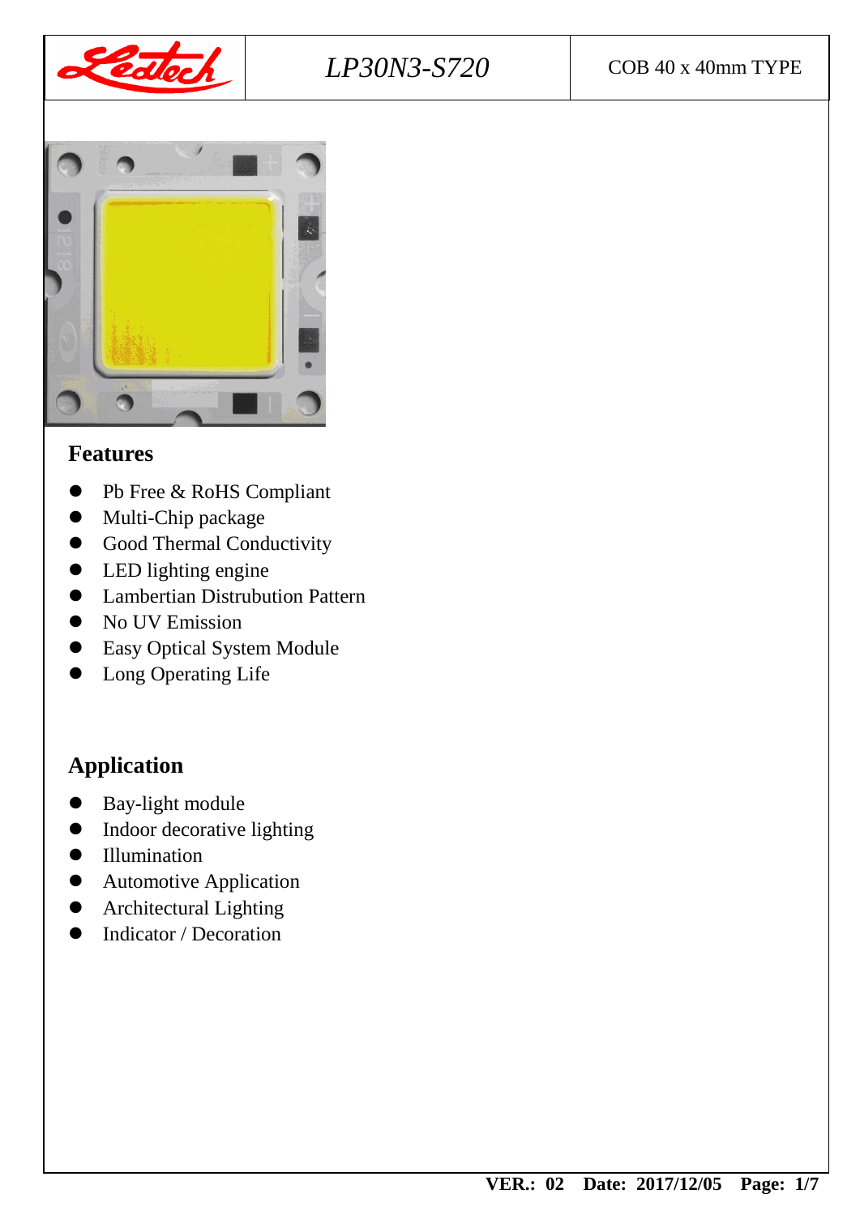| Ledtech | *LP30N3-S720* | COB 40 x 40mm TYPE |
|---|---|---|

## Features

- Pb Free & RoHS Compliant
- Multi-Chip package
- Good Thermal Conductivity
- LED lighting engine
- Lambertian Distrubution Pattern
- No UV Emission
- Easy Optical System Module
- Long Operating Life

## Application

- Bay-light module
- Indoor decorative lighting
- Illumination
- Automotive Application
- Architectural Lighting
- Indicator / Decoration

**VER.: 02 Date: 2017/12/05**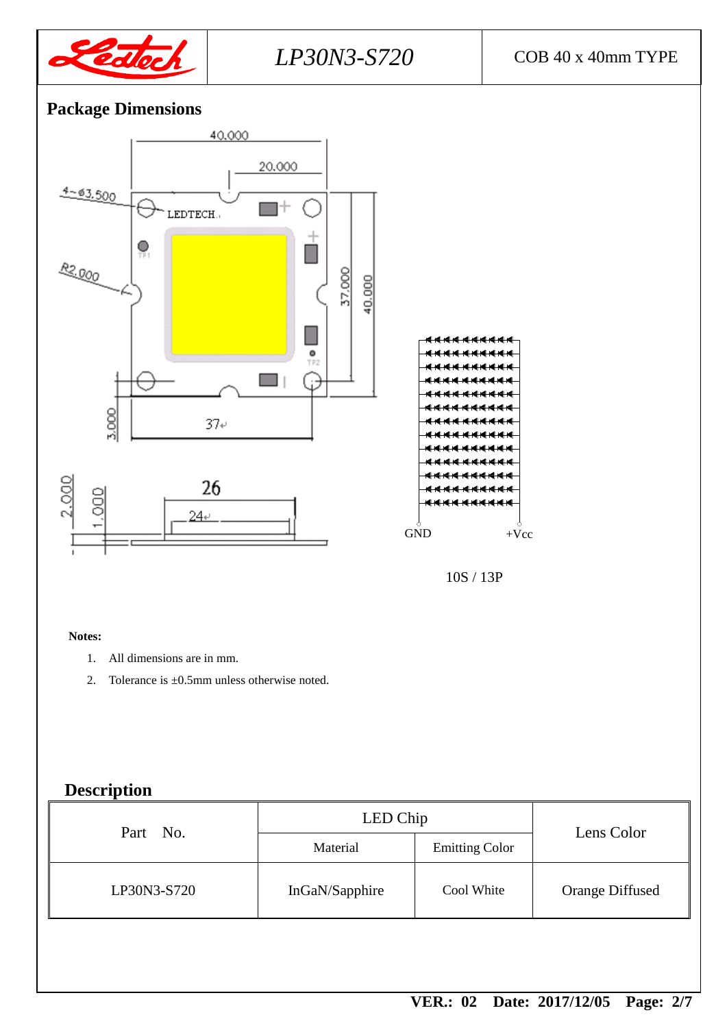## Package Dimensions

GND +Vcc

10S / 13P

**Notes:**

1. All dimensions are in mm.
2. Tolerance is ±0.5mm unless otherwise noted.

## Description

| Part No. | LED Chip | | Lens Color |
|---|---|---|---|
| | Material | Emitting Color | |
| LP30N3-S720 | InGaN/Sapphire | Cool White | Orange Diffused |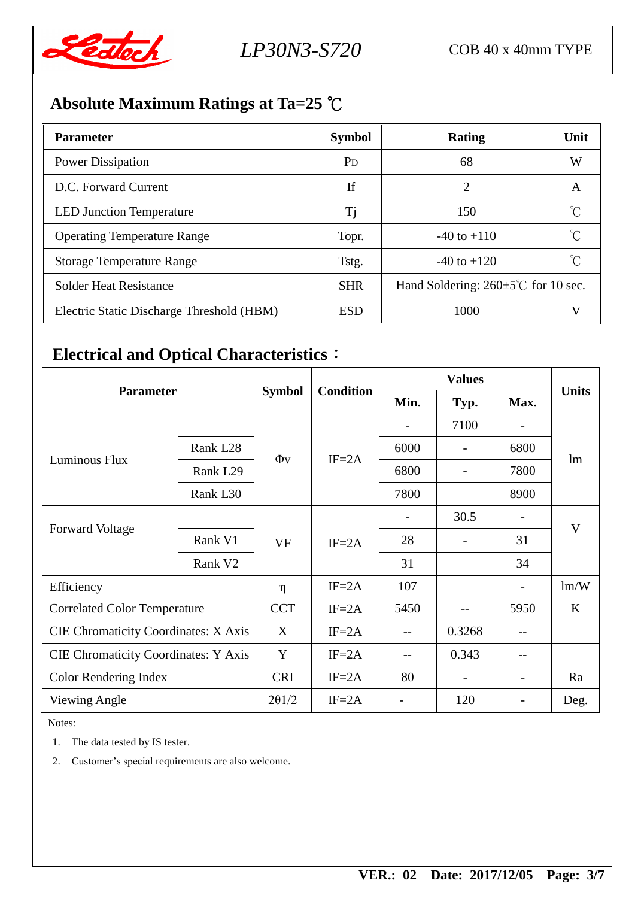## Absolute Maximum Ratings at Ta=25 ℃

| Parameter | Symbol | Rating | Unit |
|---|---|---|---|
| Power Dissipation | $P_D$ | 68 | W |
| D.C. Forward Current | If | 2 | A |
| LED Junction Temperature | Tj | 150 | ℃ |
| Operating Temperature Range | Topr. | -40 to +110 | ℃ |
| Storage Temperature Range | Tstg. | -40 to +120 | ℃ |
| Solder Heat Resistance | SHR | Hand Soldering: 260±5℃ for 10 sec. | |
| Electric Static Discharge Threshold (HBM) | ESD | 1000 | V |

## Electrical and Optical Characteristics：

| Parameter | | Symbol | Condition | Values | | | Units |
|---|---|---|---|---|---|---|---|
| | | | | Min. | Typ. | Max. | |
| Luminous Flux | | Φv | IF=2A | - | 7100 | - | lm |
| | Rank L28 | | | 6000 | - | 6800 | |
| | Rank L29 | | | 6800 | - | 7800 | |
| | Rank L30 | | | 7800 | | 8900 | |
| Forward Voltage | | VF | IF=2A | - | 30.5 | - | V |
| | Rank V1 | | | 28 | - | 31 | |
| | Rank V2 | | | 31 | | 34 | |
| Efficiency | | η | IF=2A | 107 | | - | lm/W |
| Correlated Color Temperature | | CCT | IF=2A | 5450 | -- | 5950 | K |
| CIE Chromaticity Coordinates: X Axis | | X | IF=2A | -- | 0.3268 | -- | |
| CIE Chromaticity Coordinates: Y Axis | | Y | IF=2A | -- | 0.343 | -- | |
| Color Rendering Index | | CRI | IF=2A | 80 | - | - | Ra |
| Viewing Angle | | 2θ1/2 | IF=2A | - | 120 | - | Deg. |

Notes:

1. The data tested by IS tester.
2. Customer's special requirements are also welcome.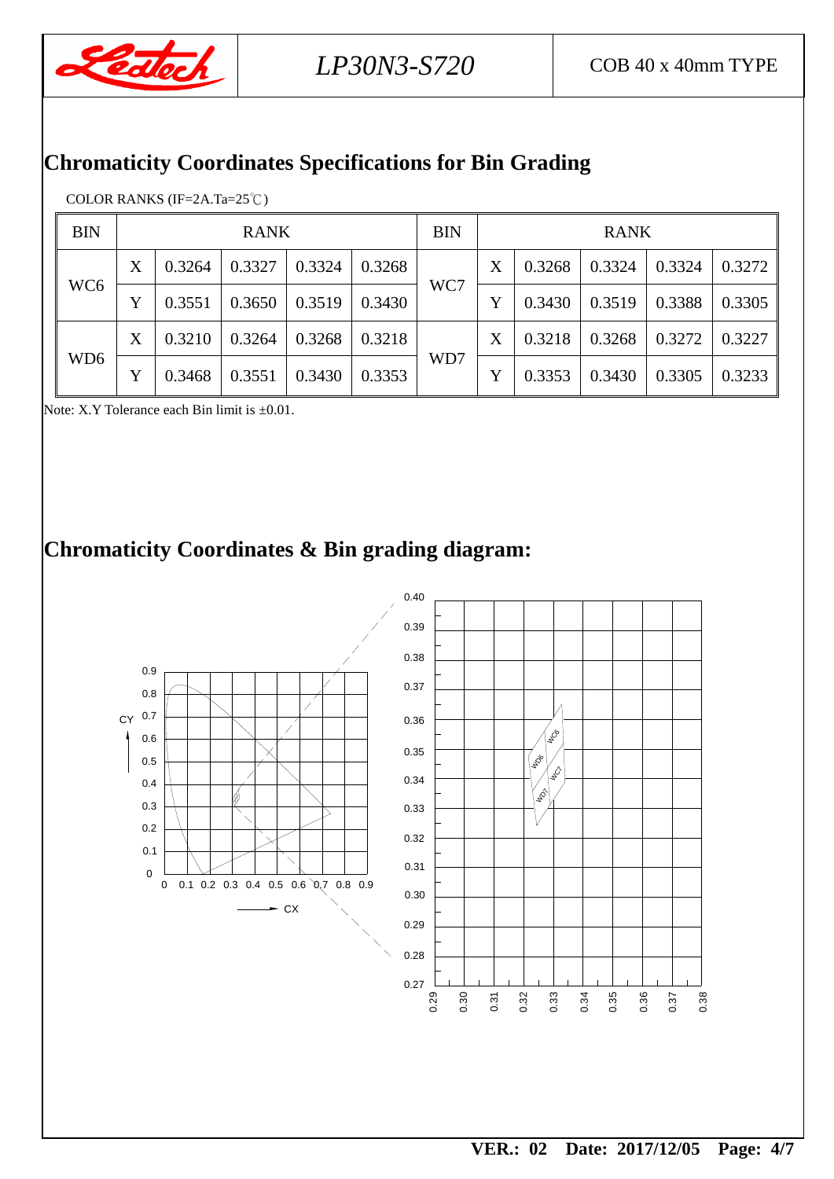## Chromaticity Coordinates Specifications for Bin Grading

COLOR RANKS (IF=2A.Ta=25℃)

| BIN | RANK | | | | | BIN | RANK | | | | |
|---|---|---|---|---|---|---|---|---|---|---|---|
| WC6 | X | 0.3264 | 0.3327 | 0.3324 | 0.3268 | WC7 | X | 0.3268 | 0.3324 | 0.3324 | 0.3272 |
| | Y | 0.3551 | 0.3650 | 0.3519 | 0.3430 | | Y | 0.3430 | 0.3519 | 0.3388 | 0.3305 |
| WD6 | X | 0.3210 | 0.3264 | 0.3268 | 0.3218 | WD7 | X | 0.3218 | 0.3268 | 0.3272 | 0.3227 |
| | Y | 0.3468 | 0.3551 | 0.3430 | 0.3353 | | Y | 0.3353 | 0.3430 | 0.3305 | 0.3233 |

Note: X.Y Tolerance each Bin limit is ±0.01.

## Chromaticity Coordinates & Bin grading diagram: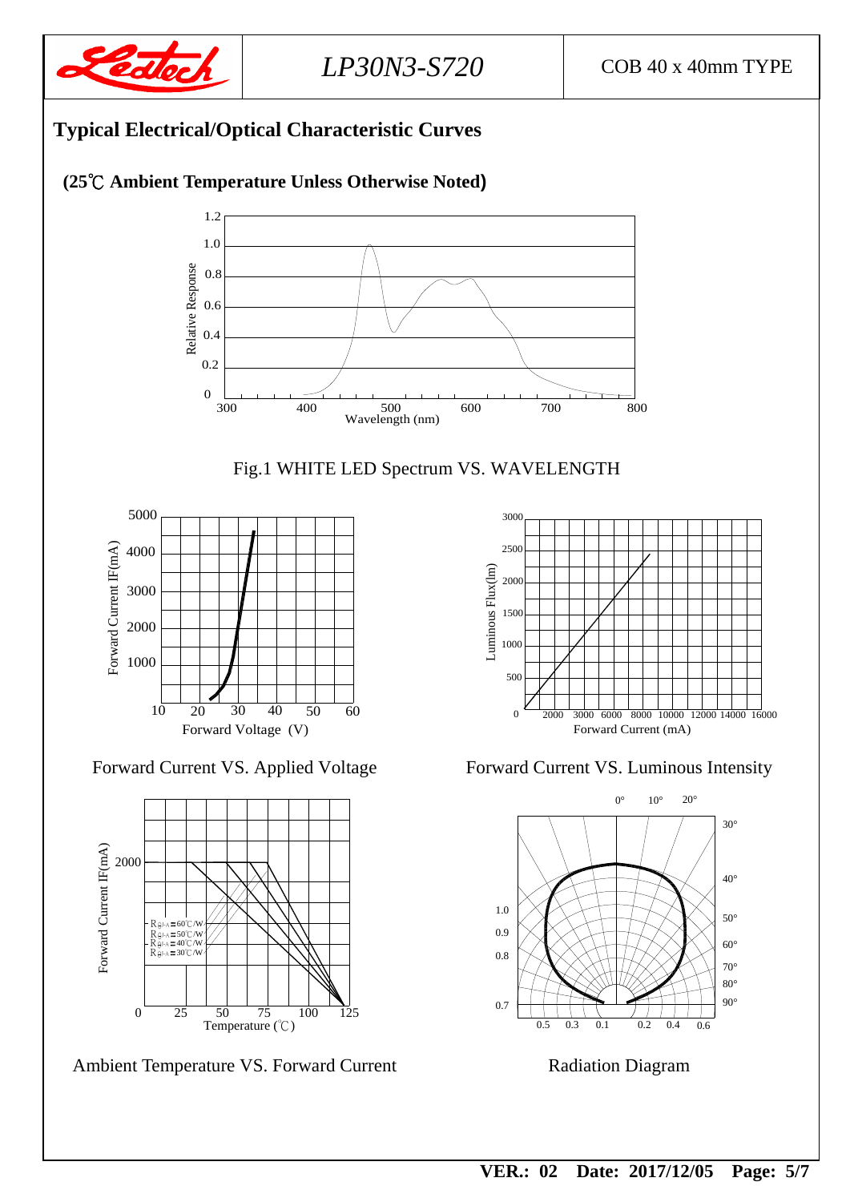## Typical Electrical/Optical Characteristic Curves

### (25℃ Ambient Temperature Unless Otherwise Noted)

Fig.1 WHITE LED Spectrum VS. WAVELENGTH

Forward Current VS. Applied Voltage

Forward Current VS. Luminous Intensity

Ambient Temperature VS. Forward Current

Radiation Diagram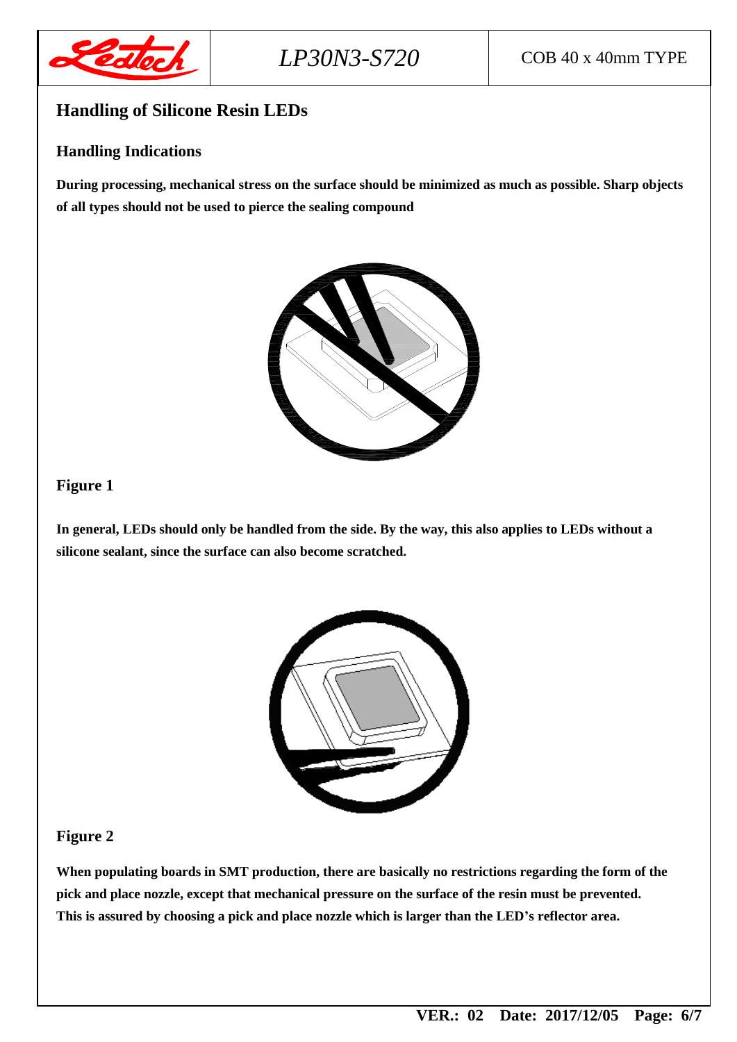## Handling of Silicone Resin LEDs

### Handling Indications

**During processing, mechanical stress on the surface should be minimized as much as possible. Sharp objects of all types should not be used to pierce the sealing compound**

### Figure 1

**In general, LEDs should only be handled from the side. By the way, this also applies to LEDs without a silicone sealant, since the surface can also become scratched.**

### Figure 2

**When populating boards in SMT production, there are basically no restrictions regarding the form of the pick and place nozzle, except that mechanical pressure on the surface of the resin must be prevented. This is assured by choosing a pick and place nozzle which is larger than the LED's reflector area.**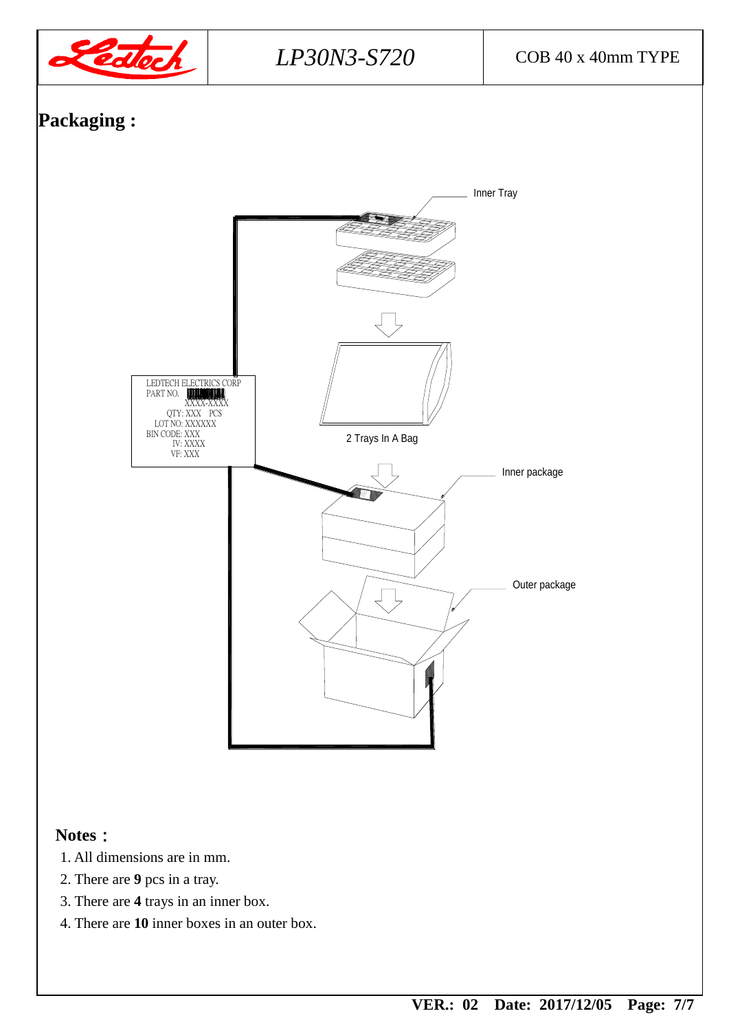## Packaging :

Inner Tray

LEDTECH ELECTRICS CORP
PART NO.
XXXX-XXXX
QTY: XXX PCS
LOT NO: XXXXXX
BIN CODE: XXX
IV: XXXX
VF: XXX

2 Trays In A Bag

Inner package

Outer package

**Notes：**

1. All dimensions are in mm.
2. There are **9** pcs in a tray.
3. There are **4** trays in an inner box.
4. There are **10** inner boxes in an outer box.